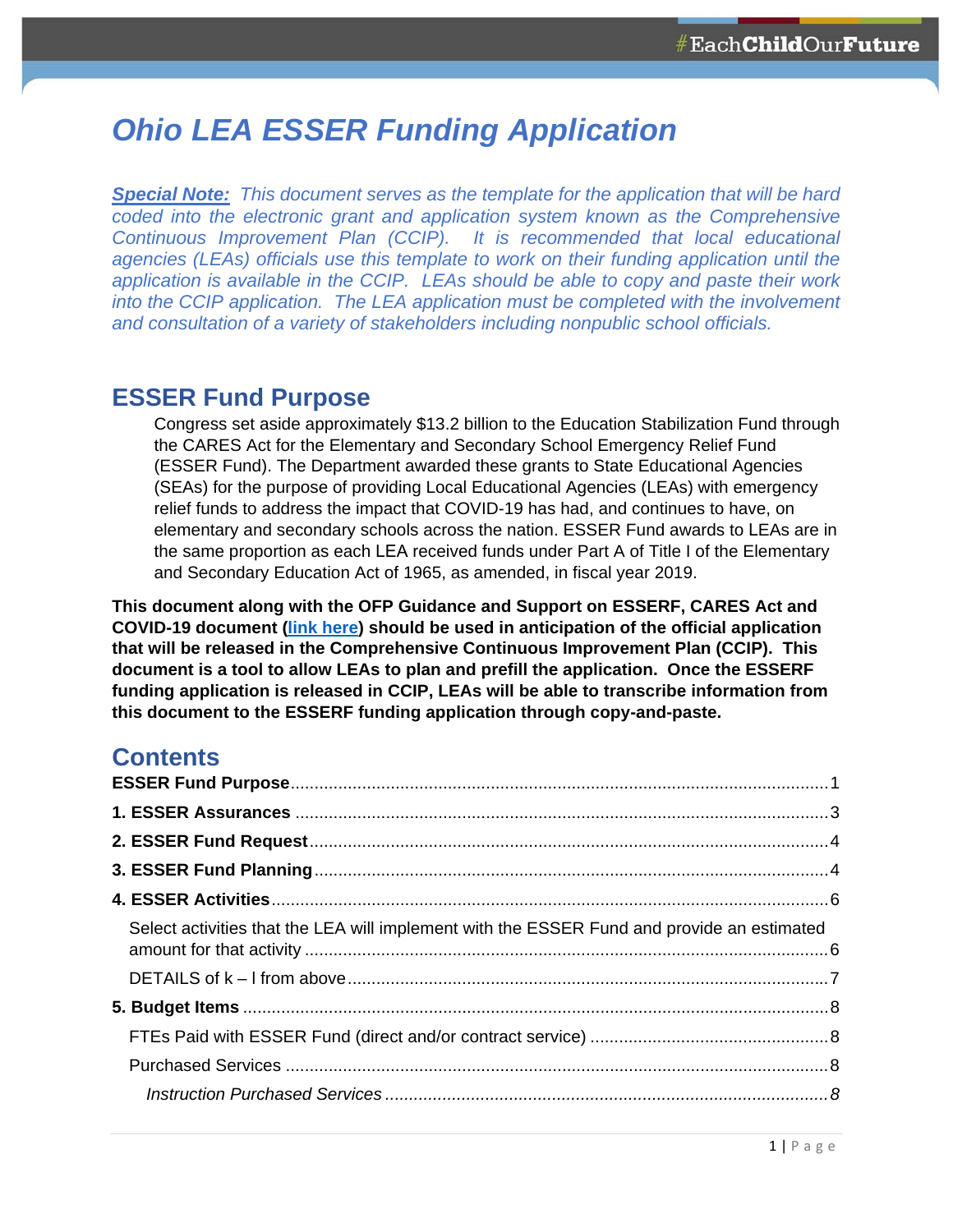# Ohio LEA ESSER Funding Application

***Special Note:*** *This document serves as the template for the application that will be hard coded into the electronic grant and application system known as the Comprehensive Continuous Improvement Plan (CCIP). It is recommended that local educational agencies (LEAs) officials use this template to work on their funding application until the application is available in the CCIP. LEAs should be able to copy and paste their work into the CCIP application. The LEA application must be completed with the involvement and consultation of a variety of stakeholders including nonpublic school officials.*

## ESSER Fund Purpose

Congress set aside approximately $13.2 billion to the Education Stabilization Fund through the CARES Act for the Elementary and Secondary School Emergency Relief Fund (ESSER Fund). The Department awarded these grants to State Educational Agencies (SEAs) for the purpose of providing Local Educational Agencies (LEAs) with emergency relief funds to address the impact that COVID-19 has had, and continues to have, on elementary and secondary schools across the nation. ESSER Fund awards to LEAs are in the same proportion as each LEA received funds under Part A of Title I of the Elementary and Secondary Education Act of 1965, as amended, in fiscal year 2019.

**This document along with the OFP Guidance and Support on ESSERF, CARES Act and COVID-19 document (link here) should be used in anticipation of the official application that will be released in the Comprehensive Continuous Improvement Plan (CCIP). This document is a tool to allow LEAs to plan and prefill the application. Once the ESSERF funding application is released in CCIP, LEAs will be able to transcribe information from this document to the ESSERF funding application through copy-and-paste.**

## Contents

**ESSER Fund Purpose** ..... 1

**1. ESSER Assurances** ..... 3

**2. ESSER Fund Request** ..... 4

**3. ESSER Fund Planning** ..... 4

**4. ESSER Activities** ..... 6

- Select activities that the LEA will implement with the ESSER Fund and provide an estimated amount for that activity ..... 6
- DETAILS of k – l from above ..... 7

**5. Budget Items** ..... 8

- FTEs Paid with ESSER Fund (direct and/or contract service) ..... 8
- Purchased Services ..... 8
  - *Instruction Purchased Services* ..... *8*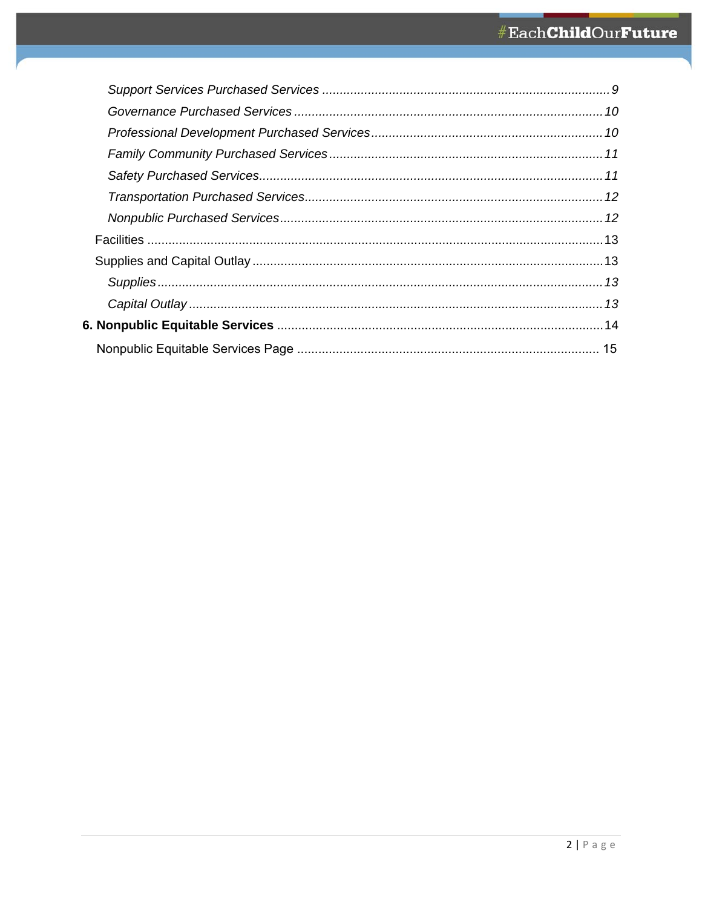*Support Services Purchased Services* ..... *9*
*Governance Purchased Services* ..... *10*
*Professional Development Purchased Services* ..... *10*
*Family Community Purchased Services* ..... *11*
*Safety Purchased Services* ..... *11*
*Transportation Purchased Services* ..... *12*
*Nonpublic Purchased Services* ..... *12*
Facilities ..... 13
Supplies and Capital Outlay ..... 13
*Supplies* ..... *13*
*Capital Outlay* ..... *13*

**6. Nonpublic Equitable Services** ..... 14

Nonpublic Equitable Services Page ..... 15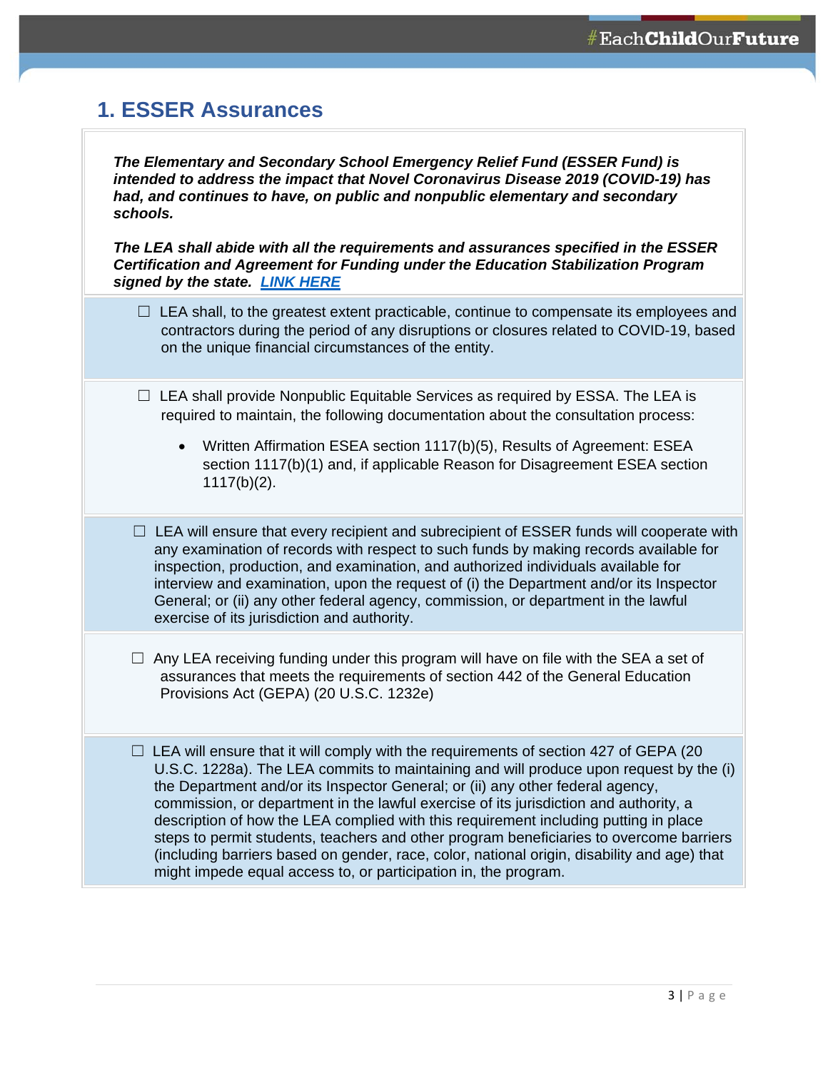## 1. ESSER Assurances

***The Elementary and Secondary School Emergency Relief Fund (ESSER Fund) is intended to address the impact that Novel Coronavirus Disease 2019 (COVID-19) has had, and continues to have, on public and nonpublic elementary and secondary schools.***

***The LEA shall abide with all the requirements and assurances specified in the ESSER Certification and Agreement for Funding under the Education Stabilization Program signed by the state. [LINK HERE]()***

☐ LEA shall, to the greatest extent practicable, continue to compensate its employees and contractors during the period of any disruptions or closures related to COVID-19, based on the unique financial circumstances of the entity.

☐ LEA shall provide Nonpublic Equitable Services as required by ESSA. The LEA is required to maintain, the following documentation about the consultation process:

- Written Affirmation ESEA section 1117(b)(5), Results of Agreement: ESEA section 1117(b)(1) and, if applicable Reason for Disagreement ESEA section 1117(b)(2).

☐ LEA will ensure that every recipient and subrecipient of ESSER funds will cooperate with any examination of records with respect to such funds by making records available for inspection, production, and examination, and authorized individuals available for interview and examination, upon the request of (i) the Department and/or its Inspector General; or (ii) any other federal agency, commission, or department in the lawful exercise of its jurisdiction and authority.

☐ Any LEA receiving funding under this program will have on file with the SEA a set of assurances that meets the requirements of section 442 of the General Education Provisions Act (GEPA) (20 U.S.C. 1232e)

☐ LEA will ensure that it will comply with the requirements of section 427 of GEPA (20 U.S.C. 1228a). The LEA commits to maintaining and will produce upon request by the (i) the Department and/or its Inspector General; or (ii) any other federal agency, commission, or department in the lawful exercise of its jurisdiction and authority, a description of how the LEA complied with this requirement including putting in place steps to permit students, teachers and other program beneficiaries to overcome barriers (including barriers based on gender, race, color, national origin, disability and age) that might impede equal access to, or participation in, the program.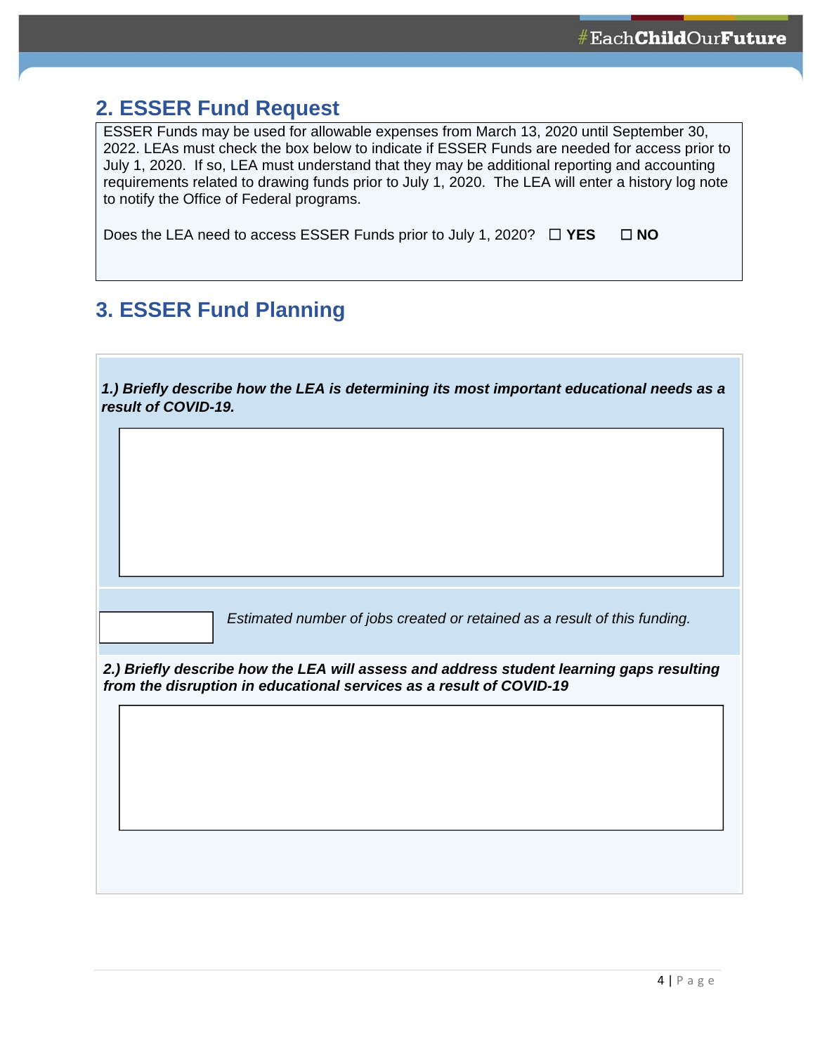## 2. ESSER Fund Request

ESSER Funds may be used for allowable expenses from March 13, 2020 until September 30, 2022. LEAs must check the box below to indicate if ESSER Funds are needed for access prior to July 1, 2020. If so, LEA must understand that they may be additional reporting and accounting requirements related to drawing funds prior to July 1, 2020. The LEA will enter a history log note to notify the Office of Federal programs.

Does the LEA need to access ESSER Funds prior to July 1, 2020? ☐ **YES** ☐ **NO**

## 3. ESSER Fund Planning

***1.) Briefly describe how the LEA is determining its most important educational needs as a result of COVID-19.***

_Estimated number of jobs created or retained as a result of this funding._

***2.) Briefly describe how the LEA will assess and address student learning gaps resulting from the disruption in educational services as a result of COVID-19***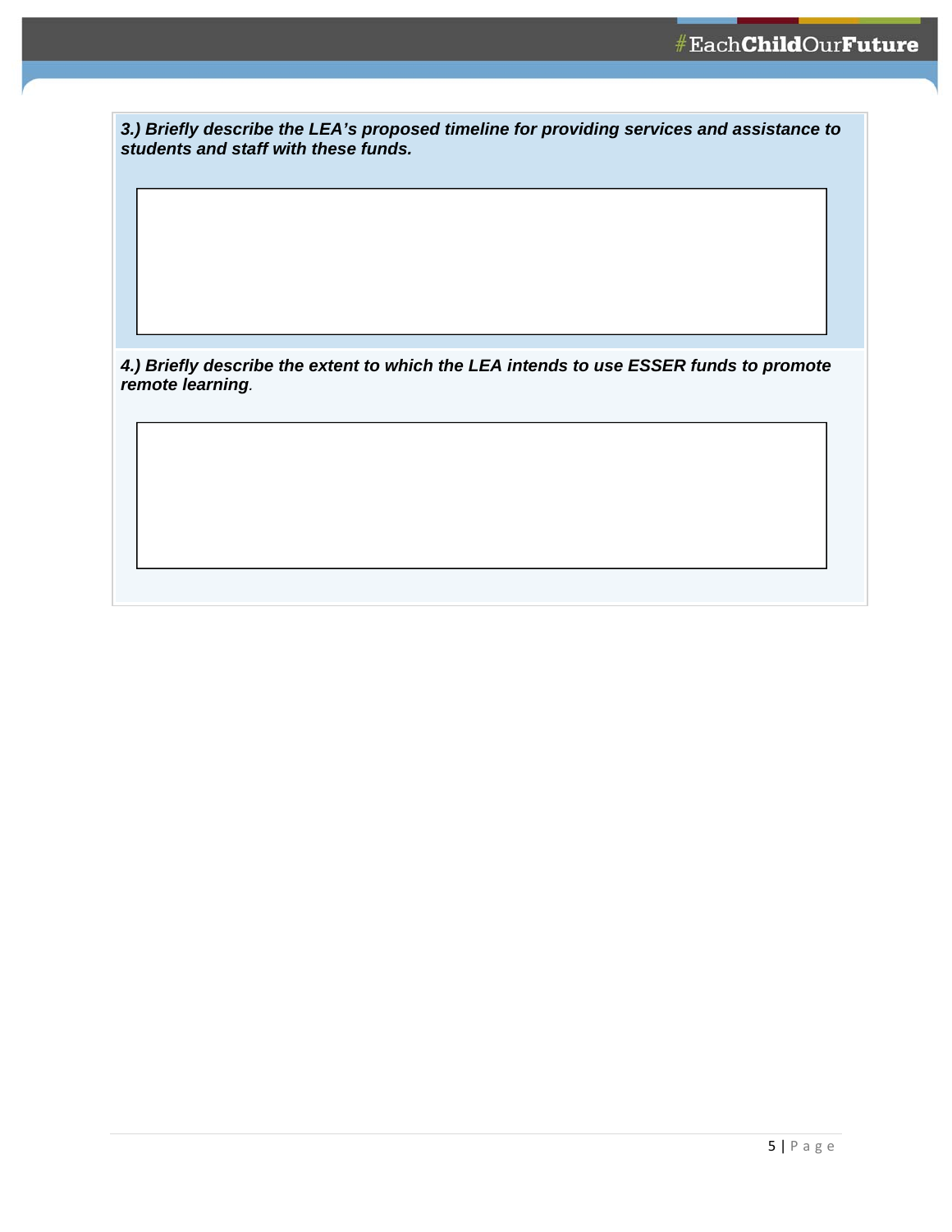***3.) Briefly describe the LEA's proposed timeline for providing services and assistance to students and staff with these funds.***

***4.) Briefly describe the extent to which the LEA intends to use ESSER funds to promote remote learning.***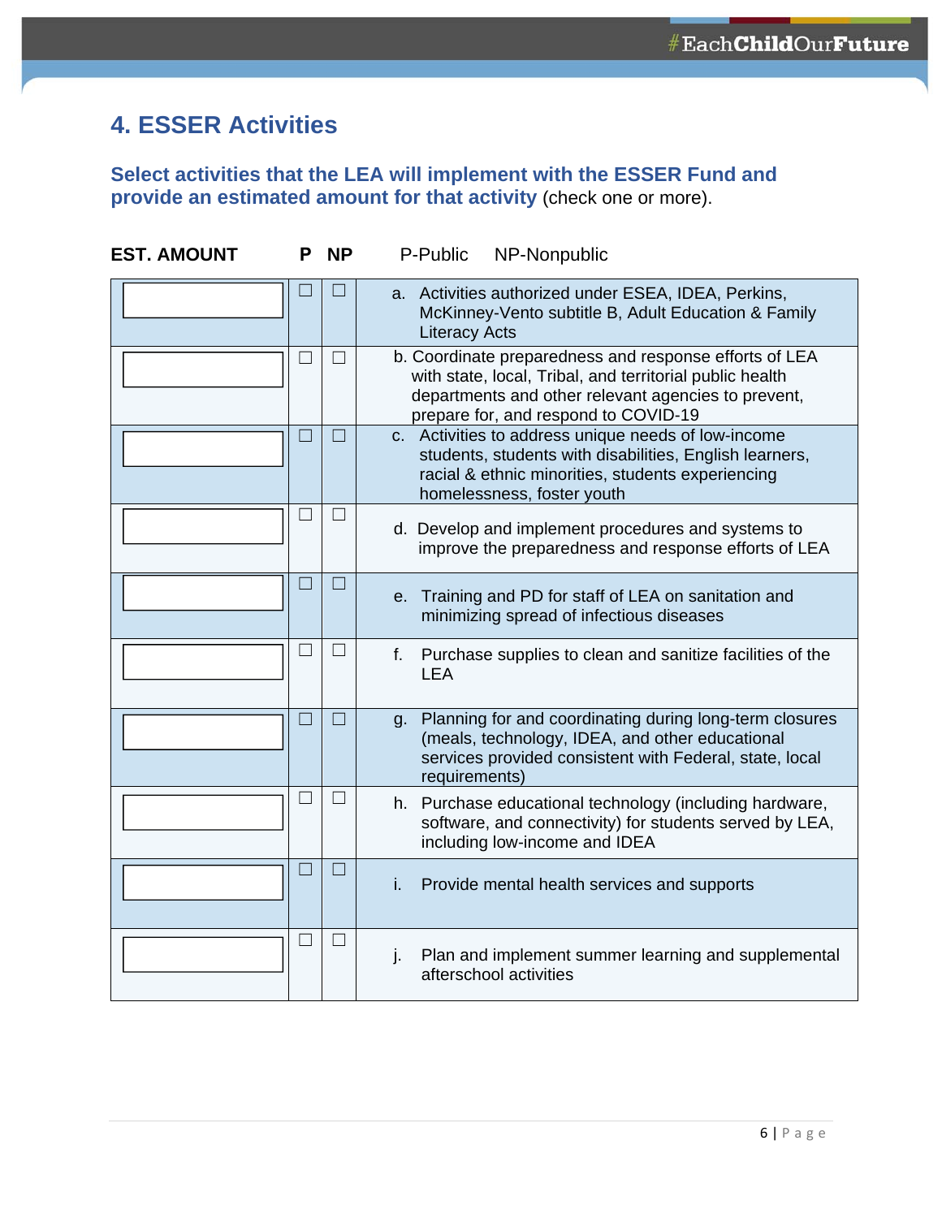## 4. ESSER Activities

**Select activities that the LEA will implement with the ESSER Fund and provide an estimated amount for that activity** (check one or more).

| EST. AMOUNT | P | NP | P-Public NP-Nonpublic |
|---|---|---|---|
| | ☐ | ☐ | a. Activities authorized under ESEA, IDEA, Perkins, McKinney-Vento subtitle B, Adult Education & Family Literacy Acts |
| | ☐ | ☐ | b. Coordinate preparedness and response efforts of LEA with state, local, Tribal, and territorial public health departments and other relevant agencies to prevent, prepare for, and respond to COVID-19 |
| | ☐ | ☐ | c. Activities to address unique needs of low-income students, students with disabilities, English learners, racial & ethnic minorities, students experiencing homelessness, foster youth |
| | ☐ | ☐ | d. Develop and implement procedures and systems to improve the preparedness and response efforts of LEA |
| | ☐ | ☐ | e. Training and PD for staff of LEA on sanitation and minimizing spread of infectious diseases |
| | ☐ | ☐ | f. Purchase supplies to clean and sanitize facilities of the LEA |
| | ☐ | ☐ | g. Planning for and coordinating during long-term closures (meals, technology, IDEA, and other educational services provided consistent with Federal, state, local requirements) |
| | ☐ | ☐ | h. Purchase educational technology (including hardware, software, and connectivity) for students served by LEA, including low-income and IDEA |
| | ☐ | ☐ | i. Provide mental health services and supports |
| | ☐ | ☐ | j. Plan and implement summer learning and supplemental afterschool activities |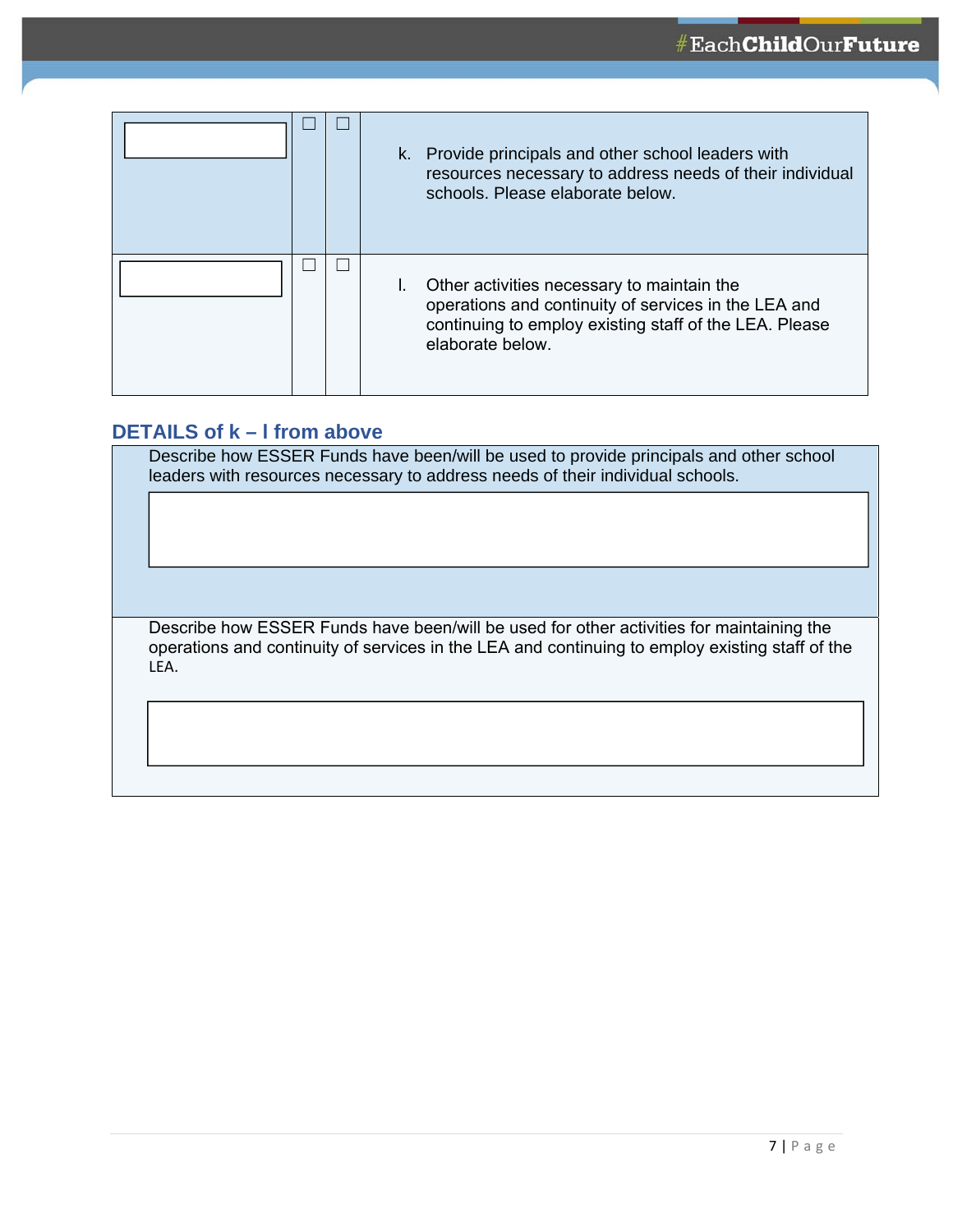| | | | |
|---|---|---|---|
| | ☐ | ☐ | k. Provide principals and other school leaders with resources necessary to address needs of their individual schools. Please elaborate below. |
| | ☐ | ☐ | l. Other activities necessary to maintain the operations and continuity of services in the LEA and continuing to employ existing staff of the LEA. Please elaborate below. |

## DETAILS of k – l from above

| |
|---|
| Describe how ESSER Funds have been/will be used to provide principals and other school leaders with resources necessary to address needs of their individual schools. |
| |
| Describe how ESSER Funds have been/will be used for other activities for maintaining the operations and continuity of services in the LEA and continuing to employ existing staff of the LEA. |
| |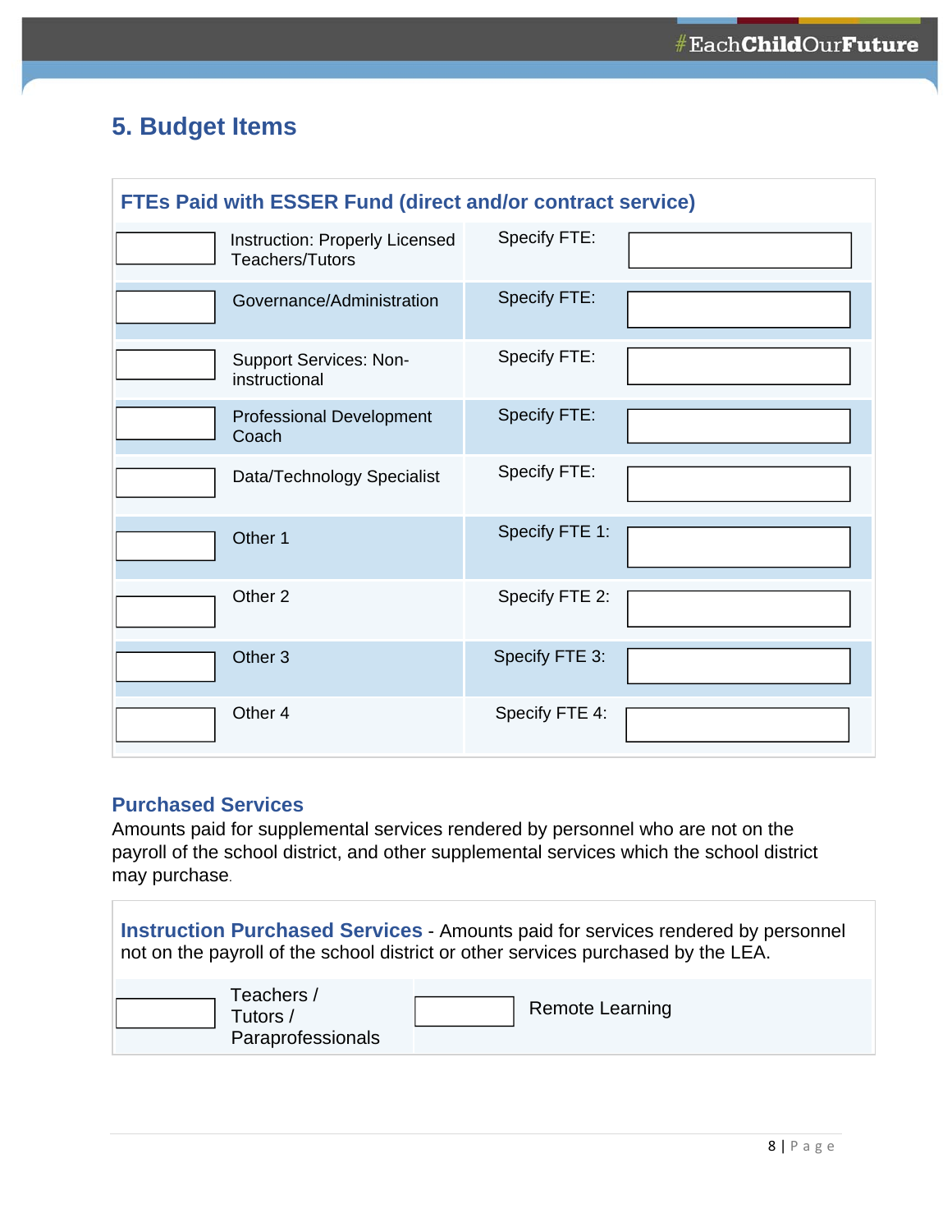## 5. Budget Items

### FTEs Paid with ESSER Fund (direct and/or contract service)

| | Category | | FTE |
|---|---|---|---|
| | Instruction: Properly Licensed Teachers/Tutors | Specify FTE: | |
| | Governance/Administration | Specify FTE: | |
| | Support Services: Non-instructional | Specify FTE: | |
| | Professional Development Coach | Specify FTE: | |
| | Data/Technology Specialist | Specify FTE: | |
| | Other 1 | Specify FTE 1: | |
| | Other 2 | Specify FTE 2: | |
| | Other 3 | Specify FTE 3: | |
| | Other 4 | Specify FTE 4: | |

### Purchased Services

Amounts paid for supplemental services rendered by personnel who are not on the payroll of the school district, and other supplemental services which the school district may purchase.

**Instruction Purchased Services** - Amounts paid for services rendered by personnel not on the payroll of the school district or other services purchased by the LEA.

| | Service | | Service |
|---|---|---|---|
| | Teachers / Tutors / Paraprofessionals | | Remote Learning |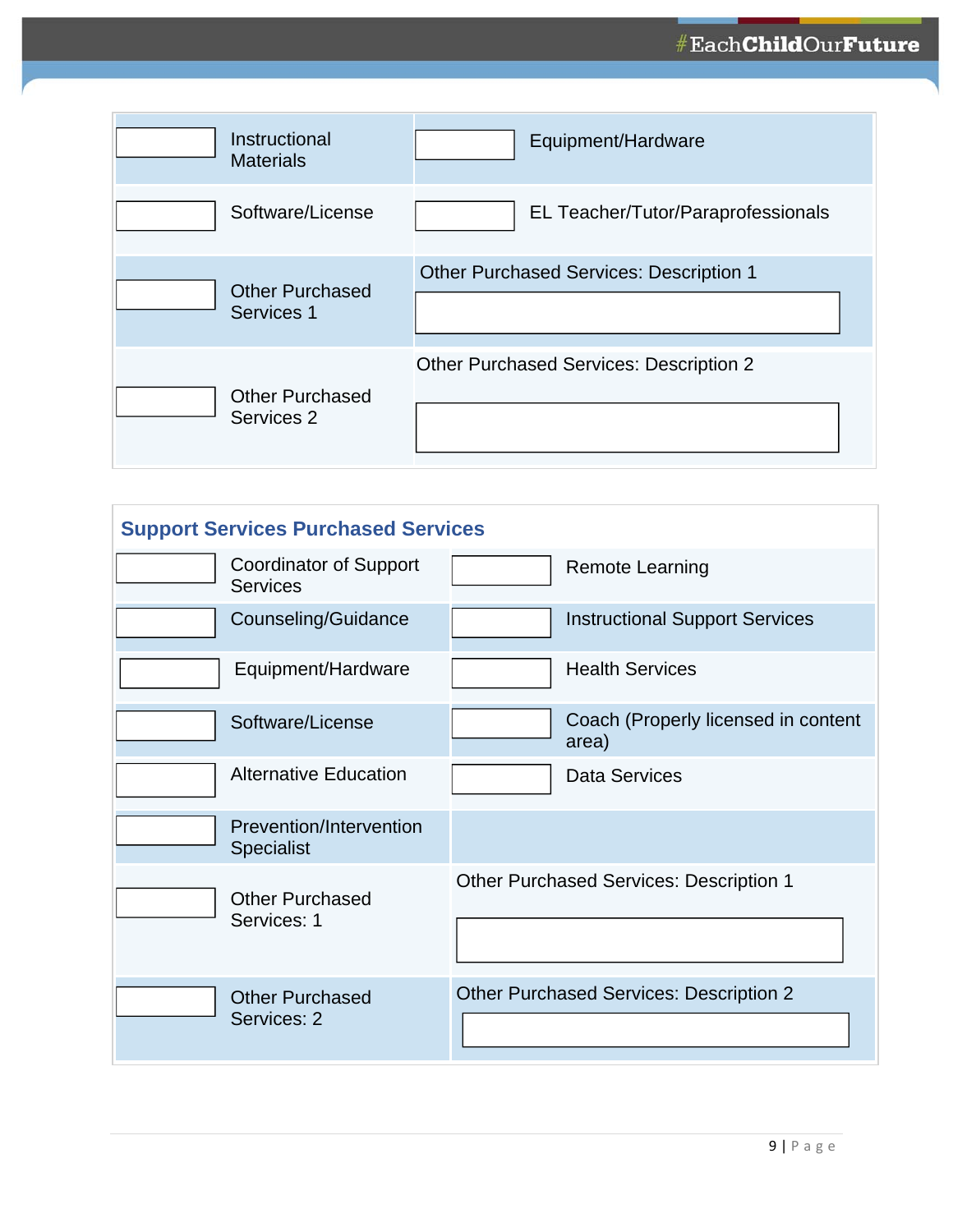| | | | |
|---|---|---|---|
| | Instructional Materials | | Equipment/Hardware |
| | Software/License | | EL Teacher/Tutor/Paraprofessionals |
| | Other Purchased Services 1 | Other Purchased Services: Description 1 | |
| | Other Purchased Services 2 | Other Purchased Services: Description 2 | |

## Support Services Purchased Services

| | | | |
|---|---|---|---|
| | Coordinator of Support Services | | Remote Learning |
| | Counseling/Guidance | | Instructional Support Services |
| | Equipment/Hardware | | Health Services |
| | Software/License | | Coach (Properly licensed in content area) |
| | Alternative Education | | Data Services |
| | Prevention/Intervention Specialist | | |
| | Other Purchased Services: 1 | Other Purchased Services: Description 1 | |
| | Other Purchased Services: 2 | Other Purchased Services: Description 2 | |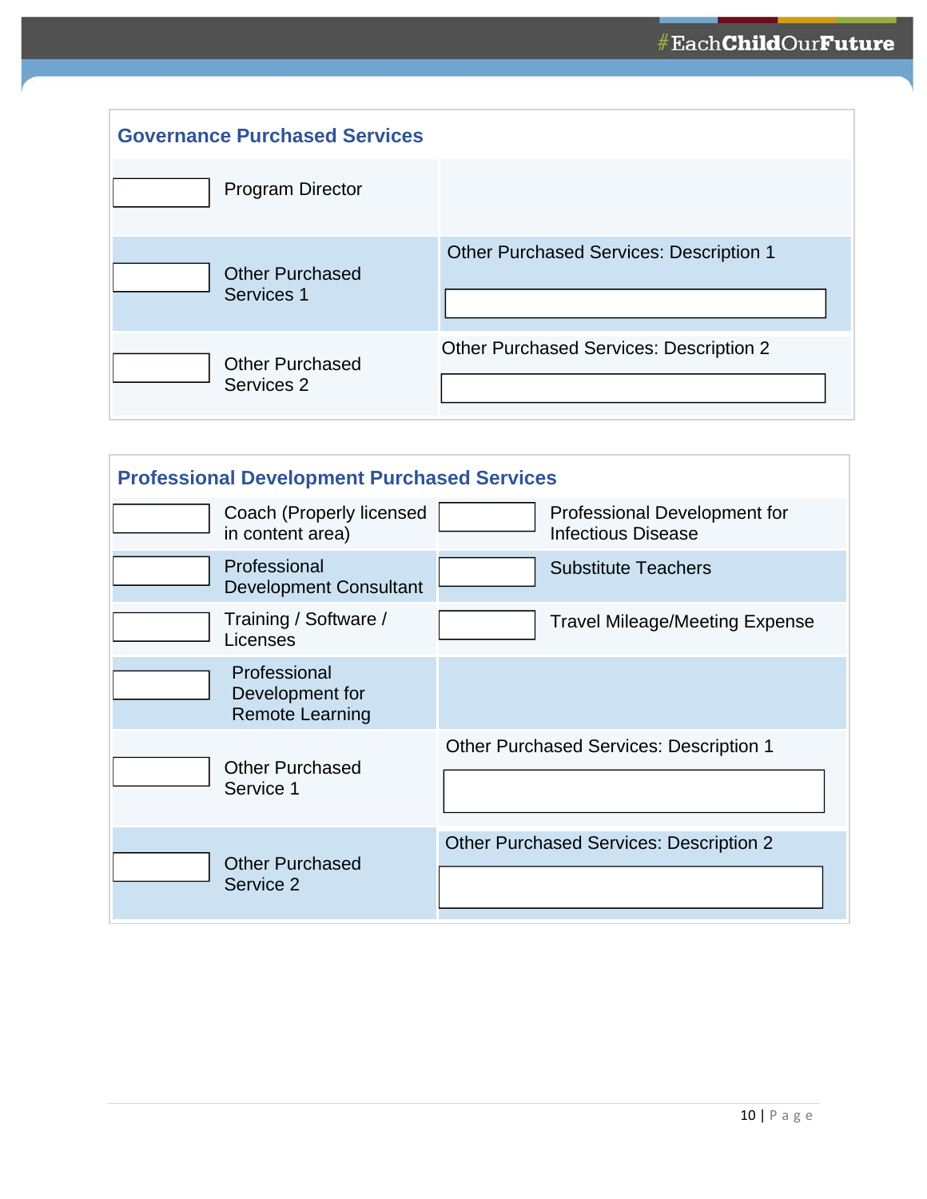## Governance Purchased Services

| | | |
|---|---|---|
| | Program Director | |
| | Other Purchased Services 1 | Other Purchased Services: Description 1 |
| | Other Purchased Services 2 | Other Purchased Services: Description 2 |

## Professional Development Purchased Services

| | | | |
|---|---|---|---|
| | Coach (Properly licensed in content area) | | Professional Development for Infectious Disease |
| | Professional Development Consultant | | Substitute Teachers |
| | Training / Software / Licenses | | Travel Mileage/Meeting Expense |
| | Professional Development for Remote Learning | | |
| | Other Purchased Service 1 | Other Purchased Services: Description 1 | |
| | Other Purchased Service 2 | Other Purchased Services: Description 2 | |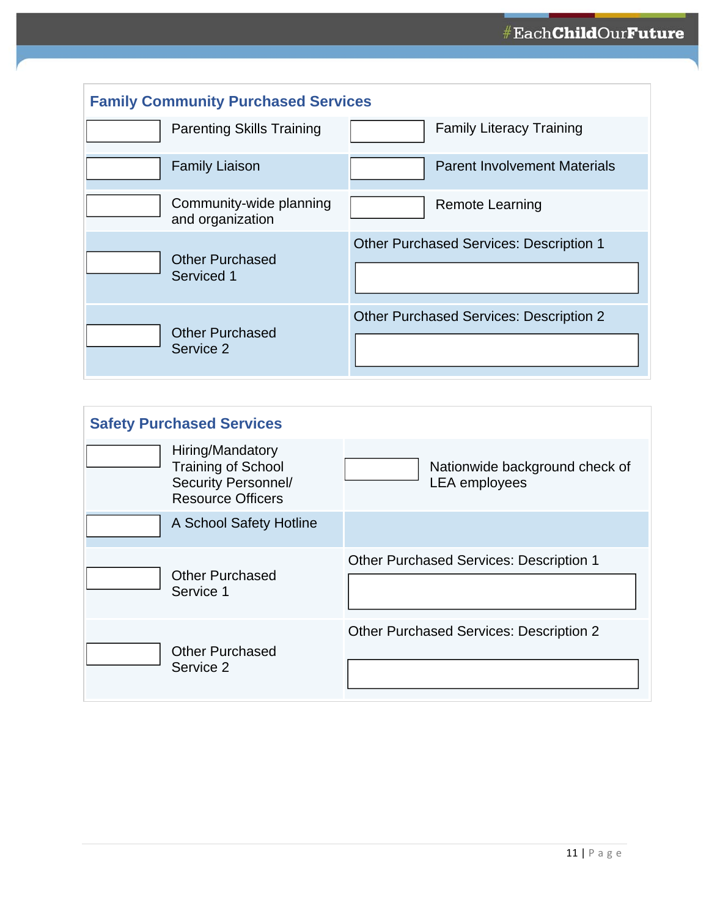## Family Community Purchased Services

| | | | |
|---|---|---|---|
| | Parenting Skills Training | | Family Literacy Training |
| | Family Liaison | | Parent Involvement Materials |
| | Community-wide planning and organization | | Remote Learning |
| | Other Purchased Serviced 1 | Other Purchased Services: Description 1 | |
| | Other Purchased Service 2 | Other Purchased Services: Description 2 | |

## Safety Purchased Services

| | | | |
|---|---|---|---|
| | Hiring/Mandatory Training of School Security Personnel/ Resource Officers | | Nationwide background check of LEA employees |
| | A School Safety Hotline | | |
| | Other Purchased Service 1 | Other Purchased Services: Description 1 | |
| | Other Purchased Service 2 | Other Purchased Services: Description 2 | |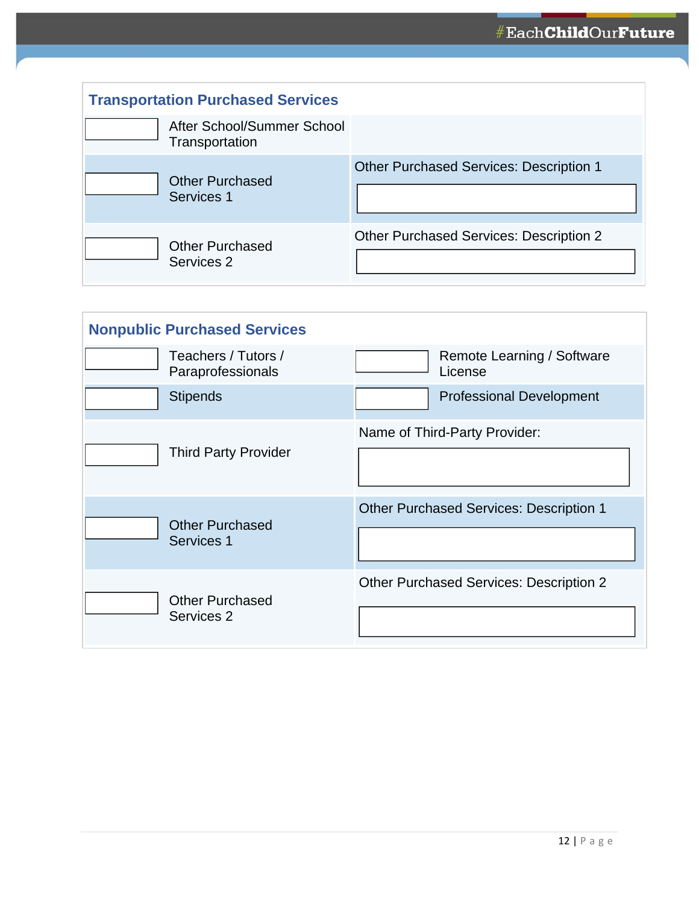## Transportation Purchased Services

| | | |
|---|---|---|
| | After School/Summer School Transportation | |
| | Other Purchased Services 1 | Other Purchased Services: Description 1 |
| | Other Purchased Services 2 | Other Purchased Services: Description 2 |

## Nonpublic Purchased Services

| | | | |
|---|---|---|---|
| | Teachers / Tutors / Paraprofessionals | | Remote Learning / Software License |
| | Stipends | | Professional Development |
| | Third Party Provider | Name of Third-Party Provider: | |
| | Other Purchased Services 1 | Other Purchased Services: Description 1 | |
| | Other Purchased Services 2 | Other Purchased Services: Description 2 | |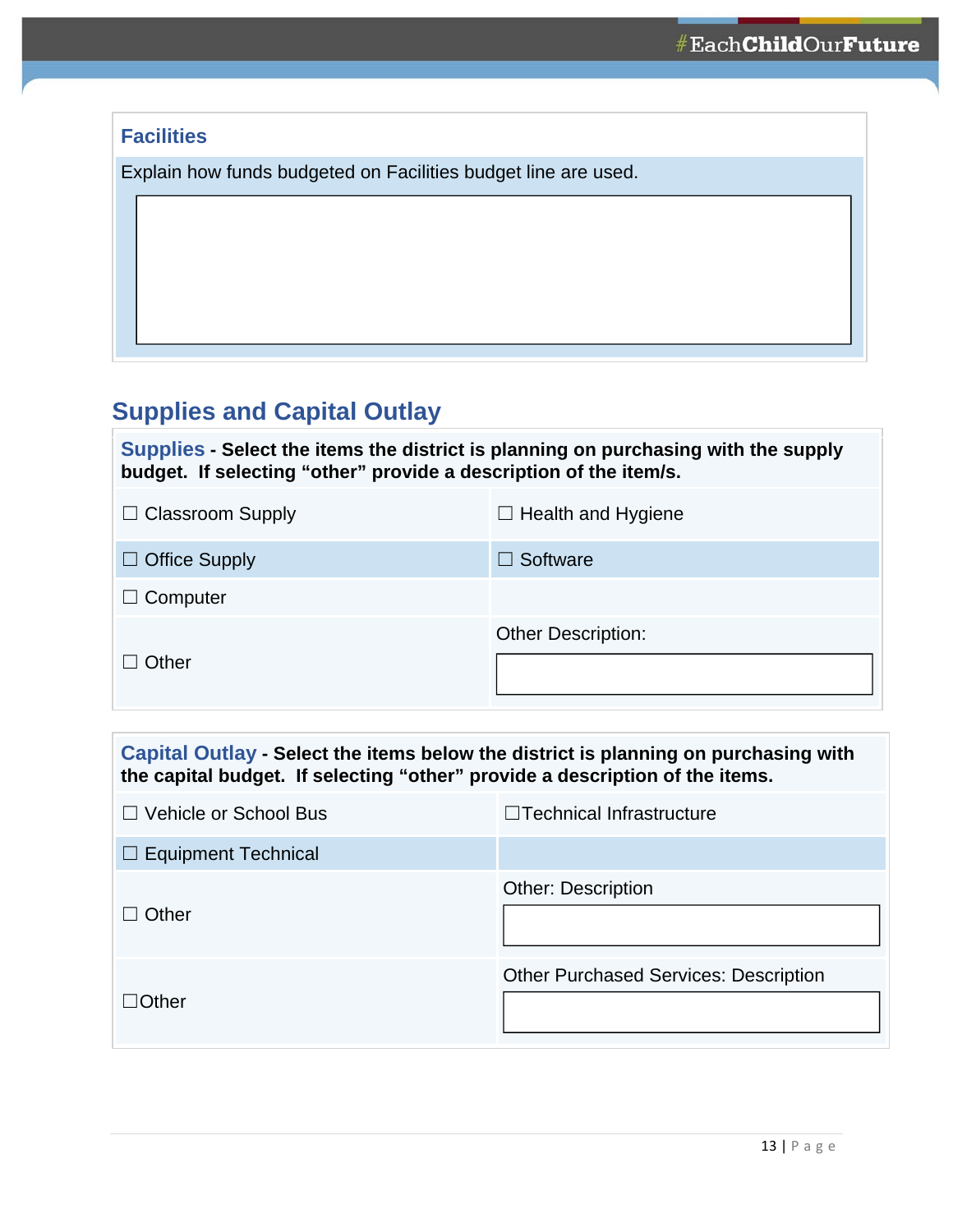### Facilities

Explain how funds budgeted on Facilities budget line are used.

## Supplies and Capital Outlay

**Supplies - Select the items the district is planning on purchasing with the supply budget. If selecting "other" provide a description of the item/s.**

| | |
|---|---|
| ☐ Classroom Supply | ☐ Health and Hygiene |
| ☐ Office Supply | ☐ Software |
| ☐ Computer | |
| ☐ Other | Other Description: |

**Capital Outlay - Select the items below the district is planning on purchasing with the capital budget. If selecting "other" provide a description of the items.**

| | |
|---|---|
| ☐ Vehicle or School Bus | ☐Technical Infrastructure |
| ☐ Equipment Technical | |
| ☐ Other | Other: Description |
| ☐Other | Other Purchased Services: Description |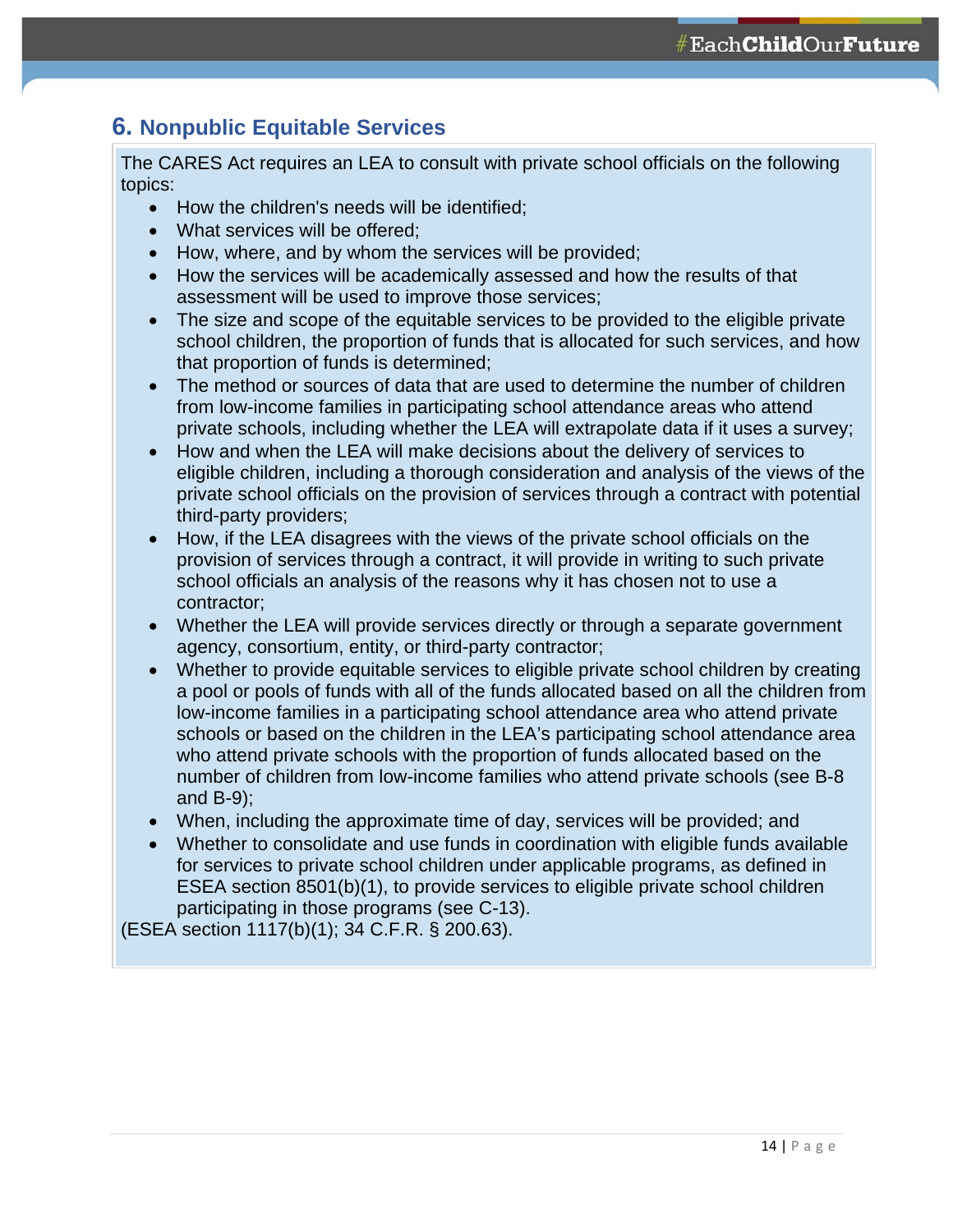## 6. Nonpublic Equitable Services

The CARES Act requires an LEA to consult with private school officials on the following topics:

- How the children's needs will be identified;
- What services will be offered;
- How, where, and by whom the services will be provided;
- How the services will be academically assessed and how the results of that assessment will be used to improve those services;
- The size and scope of the equitable services to be provided to the eligible private school children, the proportion of funds that is allocated for such services, and how that proportion of funds is determined;
- The method or sources of data that are used to determine the number of children from low-income families in participating school attendance areas who attend private schools, including whether the LEA will extrapolate data if it uses a survey;
- How and when the LEA will make decisions about the delivery of services to eligible children, including a thorough consideration and analysis of the views of the private school officials on the provision of services through a contract with potential third-party providers;
- How, if the LEA disagrees with the views of the private school officials on the provision of services through a contract, it will provide in writing to such private school officials an analysis of the reasons why it has chosen not to use a contractor;
- Whether the LEA will provide services directly or through a separate government agency, consortium, entity, or third-party contractor;
- Whether to provide equitable services to eligible private school children by creating a pool or pools of funds with all of the funds allocated based on all the children from low-income families in a participating school attendance area who attend private schools or based on the children in the LEA's participating school attendance area who attend private schools with the proportion of funds allocated based on the number of children from low-income families who attend private schools (see B-8 and B-9);
- When, including the approximate time of day, services will be provided; and
- Whether to consolidate and use funds in coordination with eligible funds available for services to private school children under applicable programs, as defined in ESEA section 8501(b)(1), to provide services to eligible private school children participating in those programs (see C-13).

(ESEA section 1117(b)(1); 34 C.F.R. § 200.63).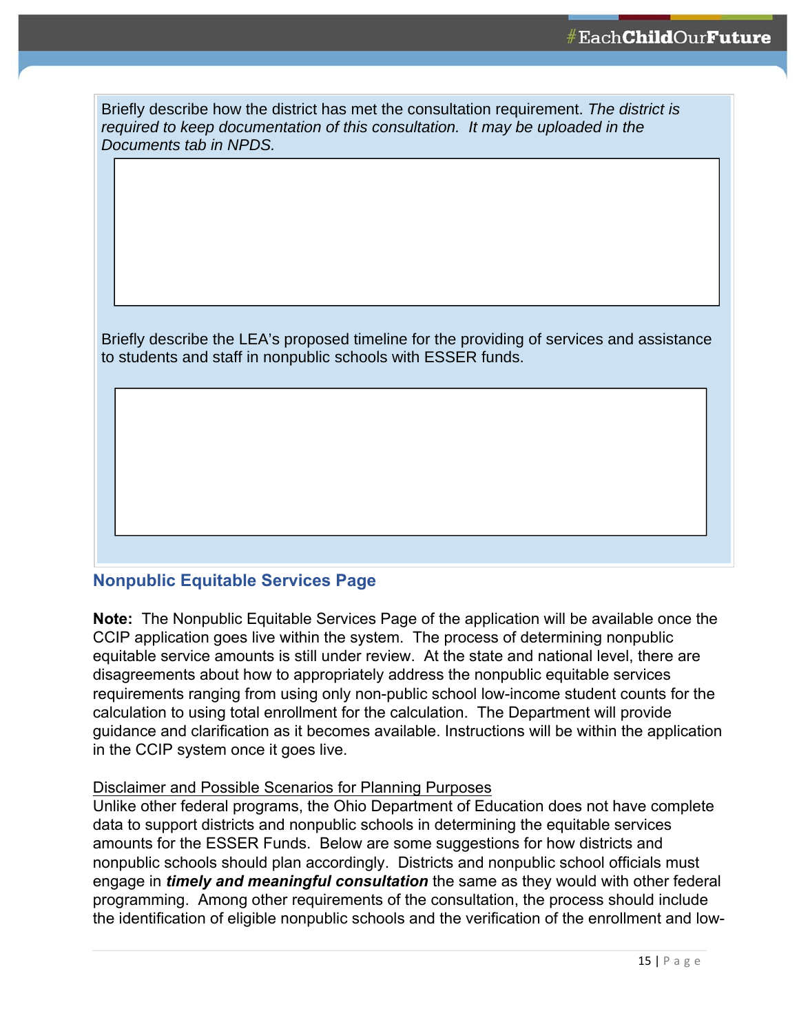Briefly describe how the district has met the consultation requirement. *The district is required to keep documentation of this consultation. It may be uploaded in the Documents tab in NPDS.*

Briefly describe the LEA's proposed timeline for the providing of services and assistance to students and staff in nonpublic schools with ESSER funds.

## Nonpublic Equitable Services Page

**Note:** The Nonpublic Equitable Services Page of the application will be available once the CCIP application goes live within the system. The process of determining nonpublic equitable service amounts is still under review. At the state and national level, there are disagreements about how to appropriately address the nonpublic equitable services requirements ranging from using only non-public school low-income student counts for the calculation to using total enrollment for the calculation. The Department will provide guidance and clarification as it becomes available. Instructions will be within the application in the CCIP system once it goes live.

<u>Disclaimer and Possible Scenarios for Planning Purposes</u>
Unlike other federal programs, the Ohio Department of Education does not have complete data to support districts and nonpublic schools in determining the equitable services amounts for the ESSER Funds. Below are some suggestions for how districts and nonpublic schools should plan accordingly. Districts and nonpublic school officials must engage in ***timely and meaningful consultation*** the same as they would with other federal programming. Among other requirements of the consultation, the process should include the identification of eligible nonpublic schools and the verification of the enrollment and low-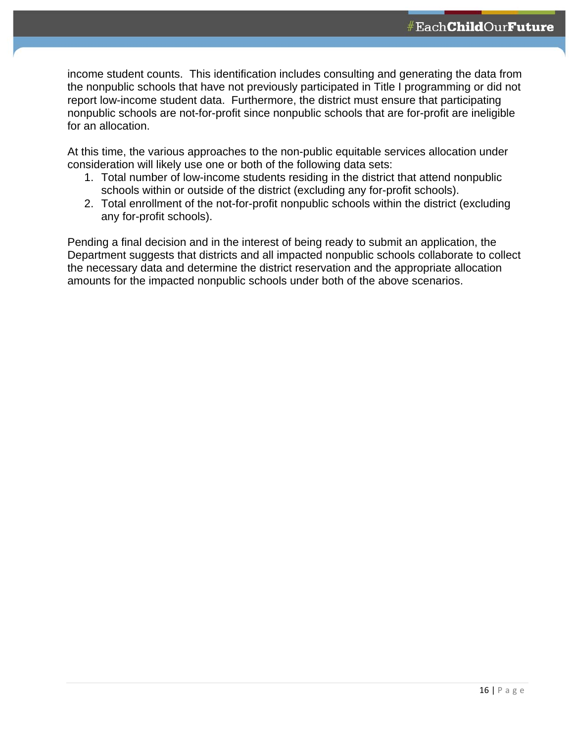income student counts. This identification includes consulting and generating the data from the nonpublic schools that have not previously participated in Title I programming or did not report low-income student data. Furthermore, the district must ensure that participating nonpublic schools are not-for-profit since nonpublic schools that are for-profit are ineligible for an allocation.

At this time, the various approaches to the non-public equitable services allocation under consideration will likely use one or both of the following data sets:

1. Total number of low-income students residing in the district that attend nonpublic schools within or outside of the district (excluding any for-profit schools).
2. Total enrollment of the not-for-profit nonpublic schools within the district (excluding any for-profit schools).

Pending a final decision and in the interest of being ready to submit an application, the Department suggests that districts and all impacted nonpublic schools collaborate to collect the necessary data and determine the district reservation and the appropriate allocation amounts for the impacted nonpublic schools under both of the above scenarios.